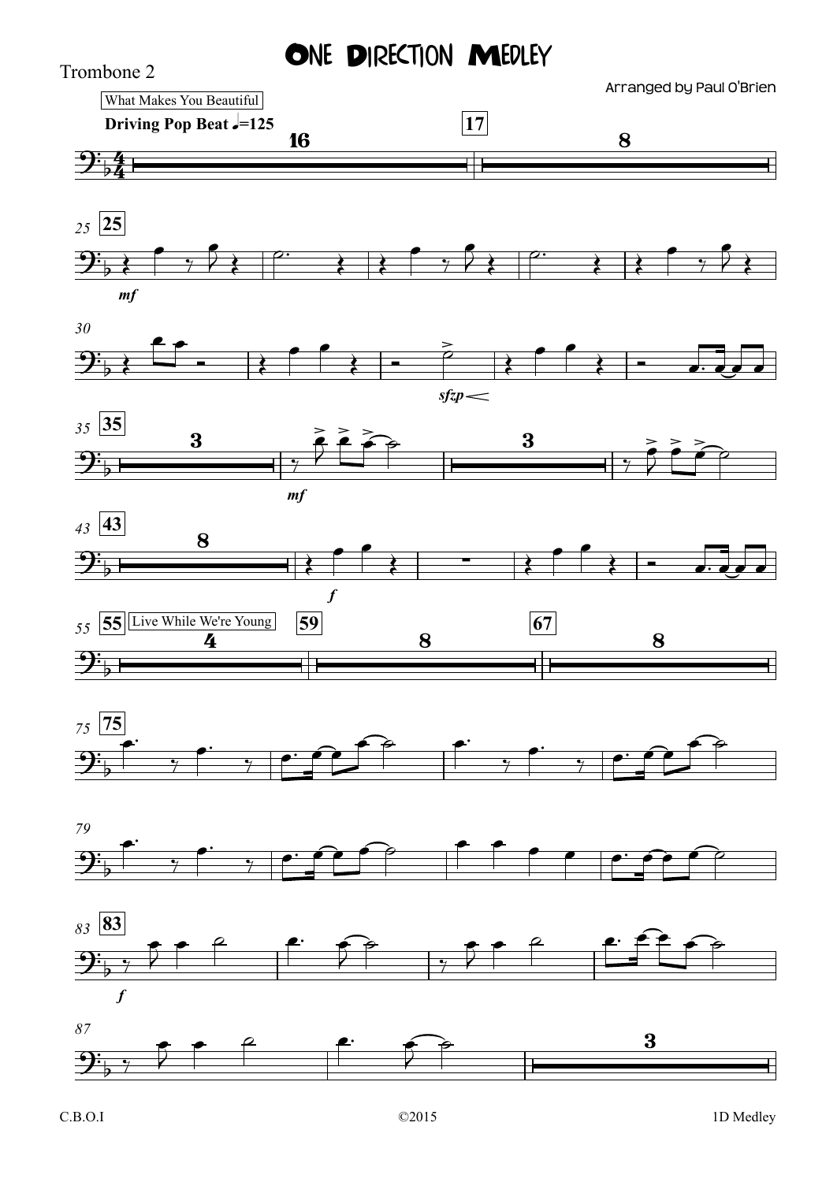# ONE DIRECTION MEDLEY

Trombone 2

Arranged by Paul O'Brien

What Makes You Beautiful

**Driving Pop Beat** ♩=125

Live While We're Young

C.B.O.I ©2015 1D Medley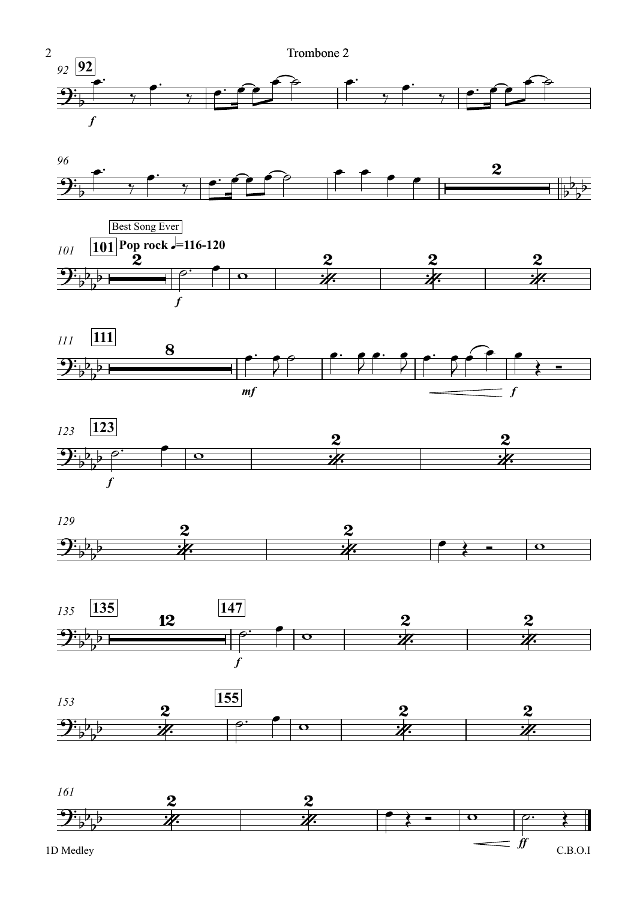Best Song Ever

**Pop rock** ♩=116-120